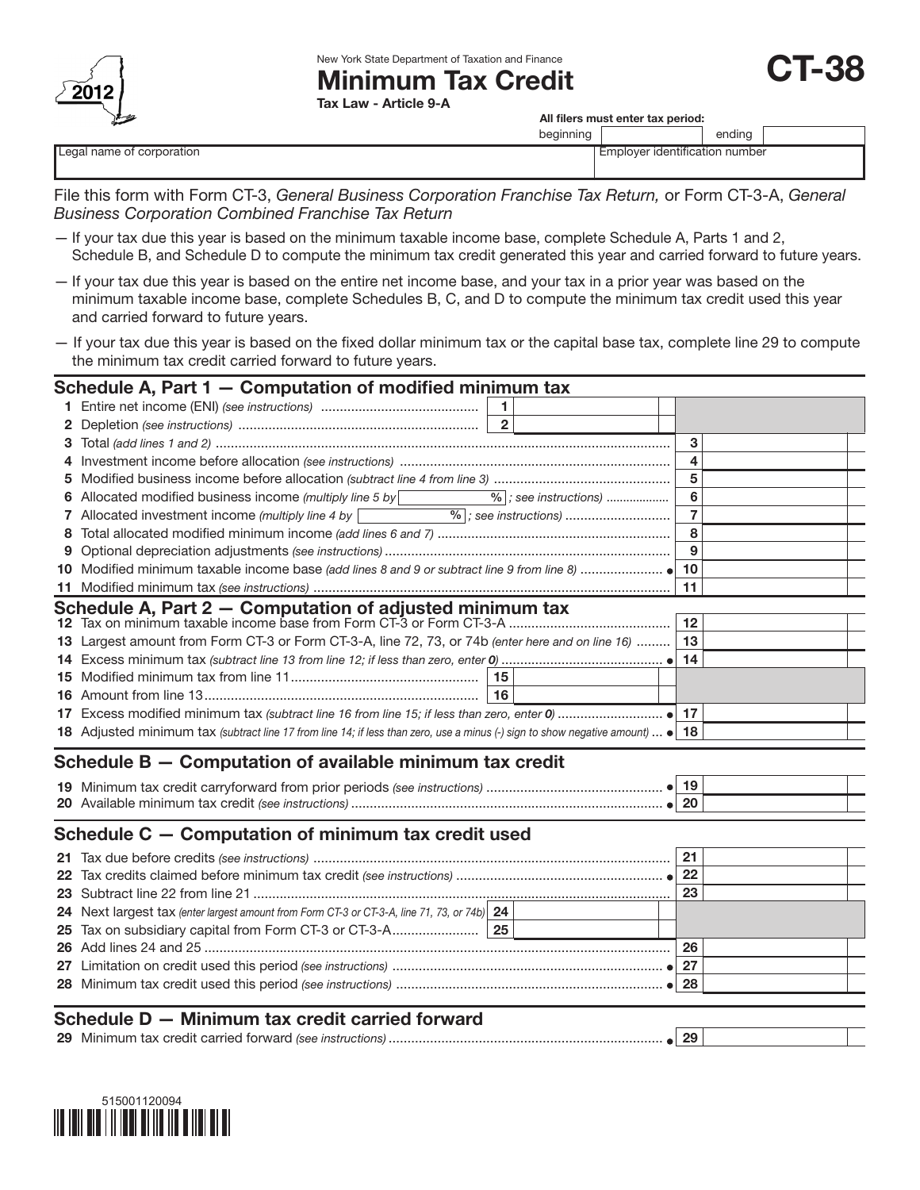New York State Department of Taxation and Finance

# Minimum Tax Credit

**Tax Law - Article 9-A**

**CT-38**

2012

**All filers must enter tax period:**

beginning | ending

| Legal name of corporation | Employer identification number |
|---|---|
| | |

File this form with Form CT-3, *General Business Corporation Franchise Tax Return,* or Form CT-3-A, *General Business Corporation Combined Franchise Tax Return*

— If your tax due this year is based on the minimum taxable income base, complete Schedule A, Parts 1 and 2, Schedule B, and Schedule D to compute the minimum tax credit generated this year and carried forward to future years.

— If your tax due this year is based on the entire net income base, and your tax in a prior year was based on the minimum taxable income base, complete Schedules B, C, and D to compute the minimum tax credit used this year and carried forward to future years.

— If your tax due this year is based on the fixed dollar minimum tax or the capital base tax, complete line 29 to compute the minimum tax credit carried forward to future years.

## Schedule A, Part 1 — Computation of modified minimum tax

| Line | Description | | | |
|---|---|---|---|---|
| 1 | Entire net income (ENI) *(see instructions)* | 1 | | |
| 2 | Depletion *(see instructions)* | 2 | | |
| 3 | Total *(add lines 1 and 2)* | | 3 | |
| 4 | Investment income before allocation *(see instructions)* | | 4 | |
| 5 | Modified business income before allocation *(subtract line 4 from line 3)* | | 5 | |
| 6 | Allocated modified business income *(multiply line 5 by* ______ *% ; see instructions)* | | 6 | |
| 7 | Allocated investment income *(multiply line 4 by* ______ *% ; see instructions)* | | 7 | |
| 8 | Total allocated modified minimum income *(add lines 6 and 7)* | | 8 | |
| 9 | Optional depreciation adjustments *(see instructions)* | | 9 | |
| 10 | Modified minimum taxable income base *(add lines 8 and 9 or subtract line 9 from line 8)* ● | | 10 | |
| 11 | Modified minimum tax *(see instructions)* | | 11 | |

## Schedule A, Part 2 — Computation of adjusted minimum tax

| Line | Description | | | |
|---|---|---|---|---|
| 12 | Tax on minimum taxable income base from Form CT-3 or Form CT-3-A | | 12 | |
| 13 | Largest amount from Form CT-3 or Form CT-3-A, line 72, 73, or 74b *(enter here and on line 16)* | | 13 | |
| 14 | Excess minimum tax *(subtract line 13 from line 12; if less than zero, enter 0)* ● | | 14 | |
| 15 | Modified minimum tax from line 11 | 15 | | |
| 16 | Amount from line 13 | 16 | | |
| 17 | Excess modified minimum tax *(subtract line 16 from line 15; if less than zero, enter 0)* ● | | 17 | |
| 18 | Adjusted minimum tax *(subtract line 17 from line 14; if less than zero, use a minus (-) sign to show negative amount)* ● | | 18 | |

## Schedule B — Computation of available minimum tax credit

| Line | Description | | |
|---|---|---|---|
| 19 | Minimum tax credit carryforward from prior periods *(see instructions)* ● | 19 | |
| 20 | Available minimum tax credit *(see instructions)* ● | 20 | |

## Schedule C — Computation of minimum tax credit used

| Line | Description | | | |
|---|---|---|---|---|
| 21 | Tax due before credits *(see instructions)* | | 21 | |
| 22 | Tax credits claimed before minimum tax credit *(see instructions)* ● | | 22 | |
| 23 | Subtract line 22 from line 21 | | 23 | |
| 24 | Next largest tax *(enter largest amount from Form CT-3 or CT-3-A, line 71, 73, or 74b)* | 24 | | |
| 25 | Tax on subsidiary capital from Form CT-3 or CT-3-A | 25 | | |
| 26 | Add lines 24 and 25 | | 26 | |
| 27 | Limitation on credit used this period *(see instructions)* ● | | 27 | |
| 28 | Minimum tax credit used this period *(see instructions)* ● | | 28 | |

## Schedule D — Minimum tax credit carried forward

| Line | Description | | |
|---|---|---|---|
| 29 | Minimum tax credit carried forward *(see instructions)* ● | 29 | |

515001120094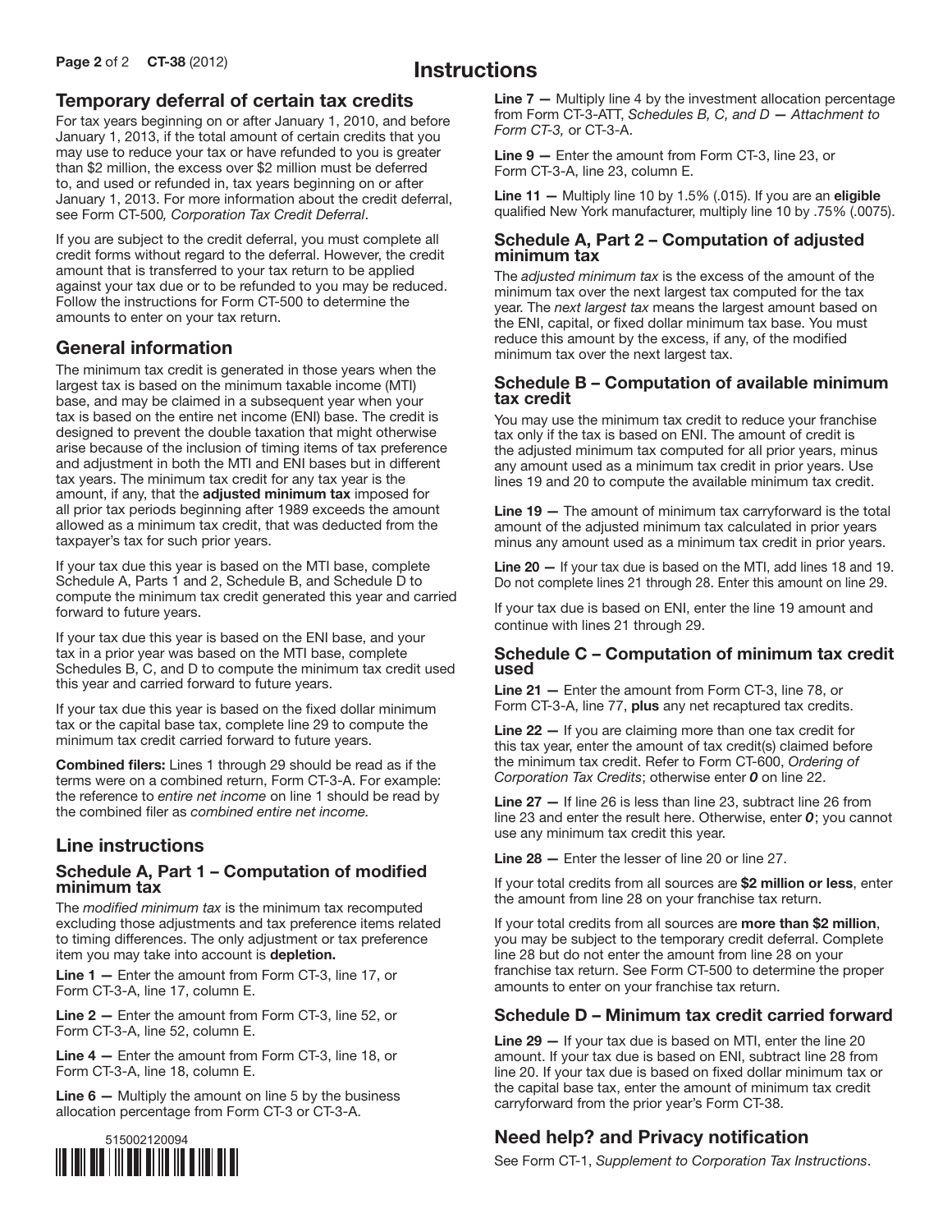# Instructions

## Temporary deferral of certain tax credits

For tax years beginning on or after January 1, 2010, and before January 1, 2013, if the total amount of certain credits that you may use to reduce your tax or have refunded to you is greater than $2 million, the excess over $2 million must be deferred to, and used or refunded in, tax years beginning on or after January 1, 2013. For more information about the credit deferral, see Form CT-500*, Corporation Tax Credit Deferral*.

If you are subject to the credit deferral, you must complete all credit forms without regard to the deferral. However, the credit amount that is transferred to your tax return to be applied against your tax due or to be refunded to you may be reduced. Follow the instructions for Form CT-500 to determine the amounts to enter on your tax return.

## General information

The minimum tax credit is generated in those years when the largest tax is based on the minimum taxable income (MTI) base, and may be claimed in a subsequent year when your tax is based on the entire net income (ENI) base. The credit is designed to prevent the double taxation that might otherwise arise because of the inclusion of timing items of tax preference and adjustment in both the MTI and ENI bases but in different tax years. The minimum tax credit for any tax year is the amount, if any, that the **adjusted minimum tax** imposed for all prior tax periods beginning after 1989 exceeds the amount allowed as a minimum tax credit, that was deducted from the taxpayer's tax for such prior years.

If your tax due this year is based on the MTI base, complete Schedule A, Parts 1 and 2, Schedule B, and Schedule D to compute the minimum tax credit generated this year and carried forward to future years.

If your tax due this year is based on the ENI base, and your tax in a prior year was based on the MTI base, complete Schedules B, C, and D to compute the minimum tax credit used this year and carried forward to future years.

If your tax due this year is based on the fixed dollar minimum tax or the capital base tax, complete line 29 to compute the minimum tax credit carried forward to future years.

**Combined filers:** Lines 1 through 29 should be read as if the terms were on a combined return, Form CT-3-A. For example: the reference to *entire net income* on line 1 should be read by the combined filer as *combined entire net income.*

## Line instructions

### Schedule A, Part 1 – Computation of modified minimum tax

The *modified minimum tax* is the minimum tax recomputed excluding those adjustments and tax preference items related to timing differences. The only adjustment or tax preference item you may take into account is **depletion.**

**Line 1 —** Enter the amount from Form CT-3, line 17, or Form CT-3-A, line 17, column E.

**Line 2 —** Enter the amount from Form CT-3, line 52, or Form CT-3-A, line 52, column E.

**Line 4 —** Enter the amount from Form CT-3, line 18, or Form CT-3-A, line 18, column E.

**Line 6 —** Multiply the amount on line 5 by the business allocation percentage from Form CT-3 or CT-3-A.

**Line 7 —** Multiply line 4 by the investment allocation percentage from Form CT-3-ATT, *Schedules B, C, and D — Attachment to Form CT-3,* or CT-3-A.

**Line 9 —** Enter the amount from Form CT-3, line 23, or Form CT-3-A, line 23, column E.

**Line 11 —** Multiply line 10 by 1.5% (.015). If you are an **eligible** qualified New York manufacturer, multiply line 10 by .75% (.0075).

### Schedule A, Part 2 – Computation of adjusted minimum tax

The *adjusted minimum tax* is the excess of the amount of the minimum tax over the next largest tax computed for the tax year. The *next largest tax* means the largest amount based on the ENI, capital, or fixed dollar minimum tax base. You must reduce this amount by the excess, if any, of the modified minimum tax over the next largest tax.

### Schedule B – Computation of available minimum tax credit

You may use the minimum tax credit to reduce your franchise tax only if the tax is based on ENI. The amount of credit is the adjusted minimum tax computed for all prior years, minus any amount used as a minimum tax credit in prior years. Use lines 19 and 20 to compute the available minimum tax credit.

**Line 19 —** The amount of minimum tax carryforward is the total amount of the adjusted minimum tax calculated in prior years minus any amount used as a minimum tax credit in prior years.

**Line 20 —** If your tax due is based on the MTI, add lines 18 and 19. Do not complete lines 21 through 28. Enter this amount on line 29.

If your tax due is based on ENI, enter the line 19 amount and continue with lines 21 through 29.

### Schedule C – Computation of minimum tax credit used

**Line 21 —** Enter the amount from Form CT-3, line 78, or Form CT-3-A, line 77, **plus** any net recaptured tax credits.

**Line 22 —** If you are claiming more than one tax credit for this tax year, enter the amount of tax credit(s) claimed before the minimum tax credit. Refer to Form CT-600, *Ordering of Corporation Tax Credits*; otherwise enter ***0*** on line 22.

**Line 27 —** If line 26 is less than line 23, subtract line 26 from line 23 and enter the result here. Otherwise, enter ***0***; you cannot use any minimum tax credit this year.

**Line 28 —** Enter the lesser of line 20 or line 27.

If your total credits from all sources are **$2 million or less**, enter the amount from line 28 on your franchise tax return.

If your total credits from all sources are **more than $2 million**, you may be subject to the temporary credit deferral. Complete line 28 but do not enter the amount from line 28 on your franchise tax return. See Form CT-500 to determine the proper amounts to enter on your franchise tax return.

### Schedule D – Minimum tax credit carried forward

**Line 29 —** If your tax due is based on MTI, enter the line 20 amount. If your tax due is based on ENI, subtract line 28 from line 20. If your tax due is based on fixed dollar minimum tax or the capital base tax, enter the amount of minimum tax credit carryforward from the prior year's Form CT-38.

## Need help? and Privacy notification

See Form CT-1, *Supplement to Corporation Tax Instructions*.

515002120094